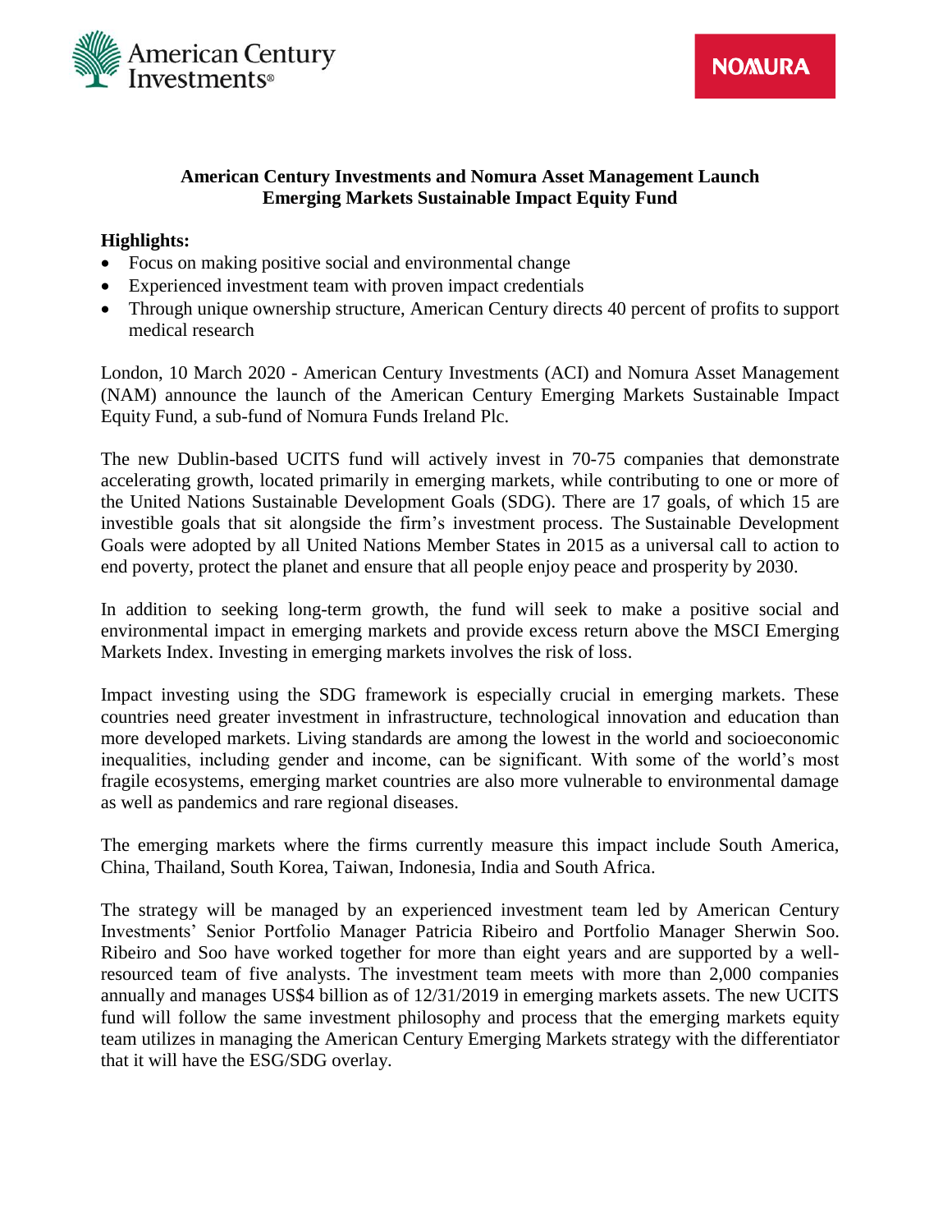**American Century Investments and Nomura Asset Management Launch Emerging Markets Sustainable Impact Equity Fund**

**Highlights:**

- Focus on making positive social and environmental change
- Experienced investment team with proven impact credentials
- Through unique ownership structure, American Century directs 40 percent of profits to support medical research

London, 10 March 2020 - American Century Investments (ACI) and Nomura Asset Management (NAM) announce the launch of the American Century Emerging Markets Sustainable Impact Equity Fund, a sub-fund of Nomura Funds Ireland Plc.

The new Dublin-based UCITS fund will actively invest in 70-75 companies that demonstrate accelerating growth, located primarily in emerging markets, while contributing to one or more of the United Nations Sustainable Development Goals (SDG). There are 17 goals, of which 15 are investible goals that sit alongside the firm's investment process. The Sustainable Development Goals were adopted by all United Nations Member States in 2015 as a universal call to action to end poverty, protect the planet and ensure that all people enjoy peace and prosperity by 2030.

In addition to seeking long-term growth, the fund will seek to make a positive social and environmental impact in emerging markets and provide excess return above the MSCI Emerging Markets Index. Investing in emerging markets involves the risk of loss.

Impact investing using the SDG framework is especially crucial in emerging markets. These countries need greater investment in infrastructure, technological innovation and education than more developed markets. Living standards are among the lowest in the world and socioeconomic inequalities, including gender and income, can be significant. With some of the world's most fragile ecosystems, emerging market countries are also more vulnerable to environmental damage as well as pandemics and rare regional diseases.

The emerging markets where the firms currently measure this impact include South America, China, Thailand, South Korea, Taiwan, Indonesia, India and South Africa.

The strategy will be managed by an experienced investment team led by American Century Investments' Senior Portfolio Manager Patricia Ribeiro and Portfolio Manager Sherwin Soo. Ribeiro and Soo have worked together for more than eight years and are supported by a well-resourced team of five analysts. The investment team meets with more than 2,000 companies annually and manages US$4 billion as of 12/31/2019 in emerging markets assets. The new UCITS fund will follow the same investment philosophy and process that the emerging markets equity team utilizes in managing the American Century Emerging Markets strategy with the differentiator that it will have the ESG/SDG overlay.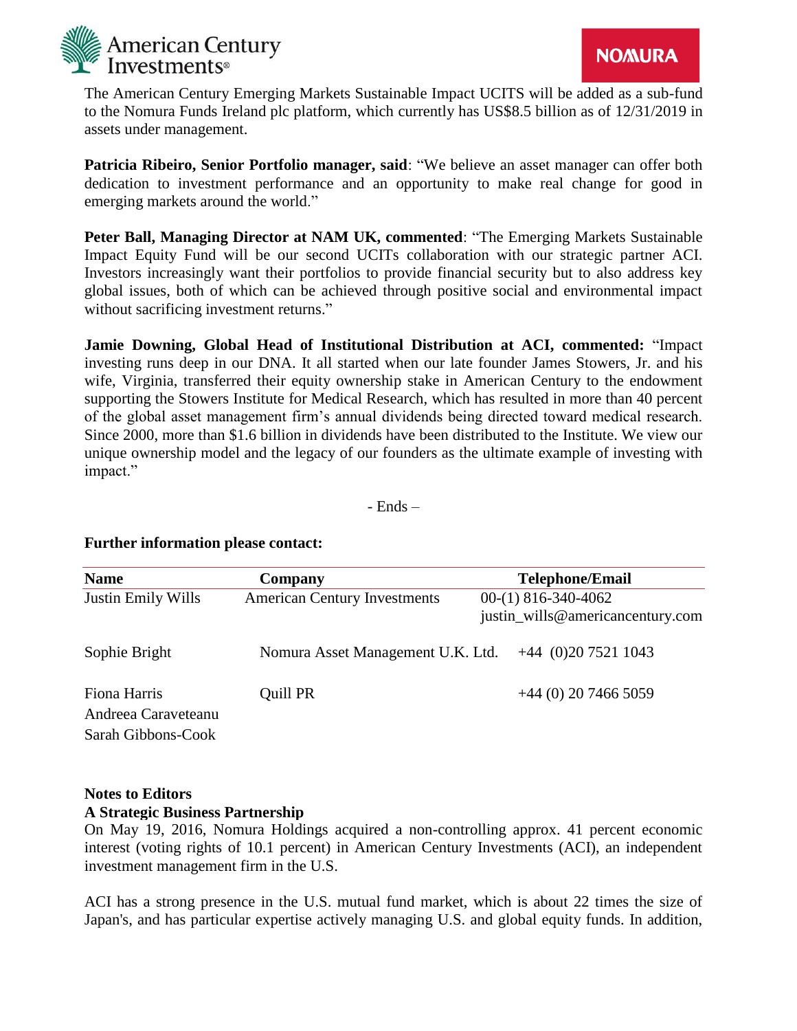The American Century Emerging Markets Sustainable Impact UCITS will be added as a sub-fund to the Nomura Funds Ireland plc platform, which currently has US$8.5 billion as of 12/31/2019 in assets under management.

**Patricia Ribeiro, Senior Portfolio manager, said**: "We believe an asset manager can offer both dedication to investment performance and an opportunity to make real change for good in emerging markets around the world."

**Peter Ball, Managing Director at NAM UK, commented**: "The Emerging Markets Sustainable Impact Equity Fund will be our second UCITs collaboration with our strategic partner ACI. Investors increasingly want their portfolios to provide financial security but to also address key global issues, both of which can be achieved through positive social and environmental impact without sacrificing investment returns."

**Jamie Downing, Global Head of Institutional Distribution at ACI, commented:** "Impact investing runs deep in our DNA. It all started when our late founder James Stowers, Jr. and his wife, Virginia, transferred their equity ownership stake in American Century to the endowment supporting the Stowers Institute for Medical Research, which has resulted in more than 40 percent of the global asset management firm's annual dividends being directed toward medical research. Since 2000, more than $1.6 billion in dividends have been distributed to the Institute. We view our unique ownership model and the legacy of our founders as the ultimate example of investing with impact."

- Ends –

**Further information please contact:**

| Name | Company | Telephone/Email |
| --- | --- | --- |
| Justin Emily Wills | American Century Investments | 00-(1) 816-340-4062<br>justin_wills@americancentury.com |
| Sophie Bright | Nomura Asset Management U.K. Ltd. | +44 (0)20 7521 1043 |
| Fiona Harris<br>Andreea Caraveteanu<br>Sarah Gibbons-Cook | Quill PR | +44 (0) 20 7466 5059 |

**Notes to Editors**

**A Strategic Business Partnership**

On May 19, 2016, Nomura Holdings acquired a non-controlling approx. 41 percent economic interest (voting rights of 10.1 percent) in American Century Investments (ACI), an independent investment management firm in the U.S.

ACI has a strong presence in the U.S. mutual fund market, which is about 22 times the size of Japan's, and has particular expertise actively managing U.S. and global equity funds. In addition,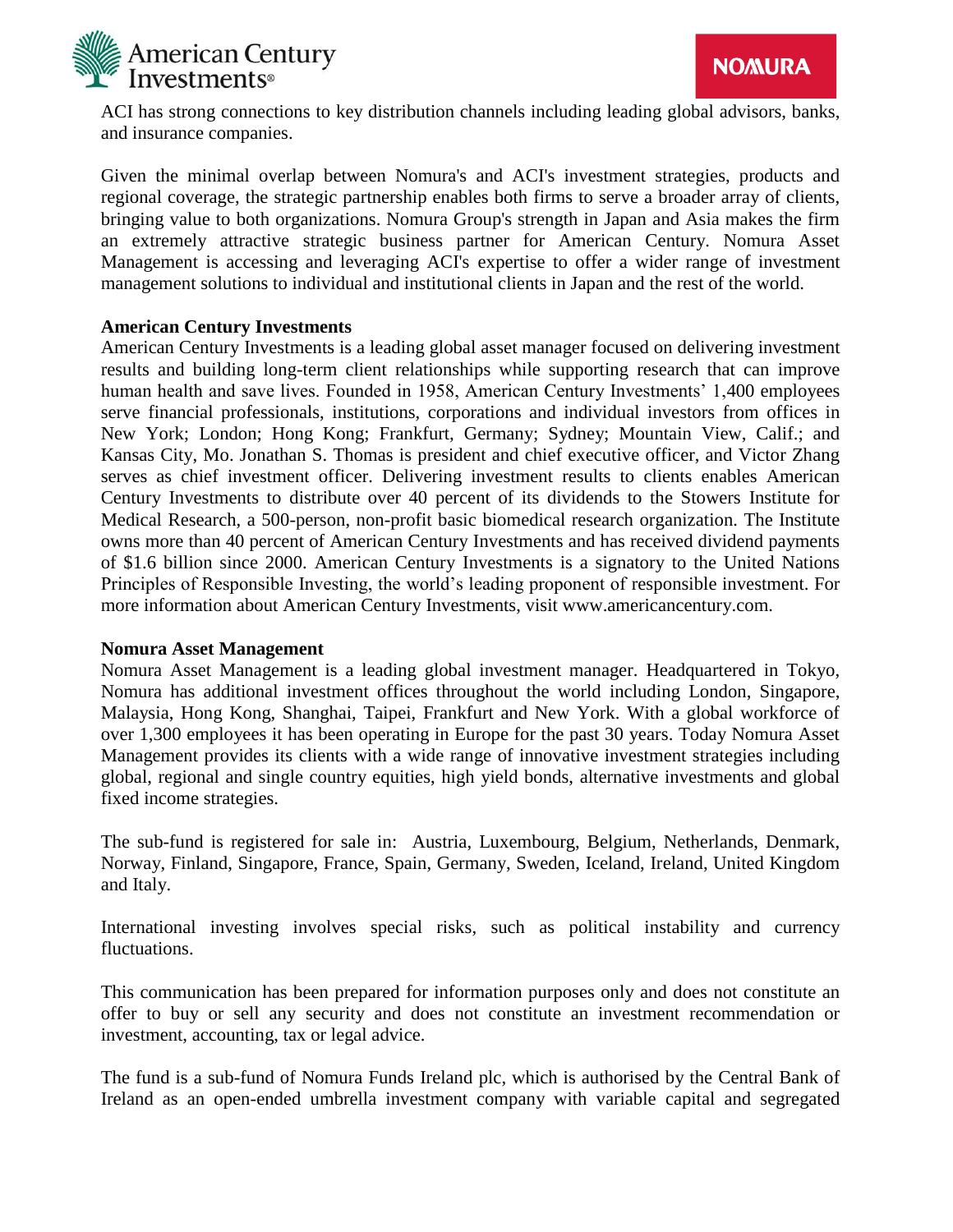ACI has strong connections to key distribution channels including leading global advisors, banks, and insurance companies.

Given the minimal overlap between Nomura's and ACI's investment strategies, products and regional coverage, the strategic partnership enables both firms to serve a broader array of clients, bringing value to both organizations. Nomura Group's strength in Japan and Asia makes the firm an extremely attractive strategic business partner for American Century. Nomura Asset Management is accessing and leveraging ACI's expertise to offer a wider range of investment management solutions to individual and institutional clients in Japan and the rest of the world.

**American Century Investments**

American Century Investments is a leading global asset manager focused on delivering investment results and building long-term client relationships while supporting research that can improve human health and save lives. Founded in 1958, American Century Investments' 1,400 employees serve financial professionals, institutions, corporations and individual investors from offices in New York; London; Hong Kong; Frankfurt, Germany; Sydney; Mountain View, Calif.; and Kansas City, Mo. Jonathan S. Thomas is president and chief executive officer, and Victor Zhang serves as chief investment officer. Delivering investment results to clients enables American Century Investments to distribute over 40 percent of its dividends to the Stowers Institute for Medical Research, a 500-person, non-profit basic biomedical research organization. The Institute owns more than 40 percent of American Century Investments and has received dividend payments of $1.6 billion since 2000. American Century Investments is a signatory to the United Nations Principles of Responsible Investing, the world's leading proponent of responsible investment. For more information about American Century Investments, visit www.americancentury.com.

**Nomura Asset Management**

Nomura Asset Management is a leading global investment manager. Headquartered in Tokyo, Nomura has additional investment offices throughout the world including London, Singapore, Malaysia, Hong Kong, Shanghai, Taipei, Frankfurt and New York. With a global workforce of over 1,300 employees it has been operating in Europe for the past 30 years. Today Nomura Asset Management provides its clients with a wide range of innovative investment strategies including global, regional and single country equities, high yield bonds, alternative investments and global fixed income strategies.

The sub-fund is registered for sale in: Austria, Luxembourg, Belgium, Netherlands, Denmark, Norway, Finland, Singapore, France, Spain, Germany, Sweden, Iceland, Ireland, United Kingdom and Italy.

International investing involves special risks, such as political instability and currency fluctuations.

This communication has been prepared for information purposes only and does not constitute an offer to buy or sell any security and does not constitute an investment recommendation or investment, accounting, tax or legal advice.

The fund is a sub-fund of Nomura Funds Ireland plc, which is authorised by the Central Bank of Ireland as an open-ended umbrella investment company with variable capital and segregated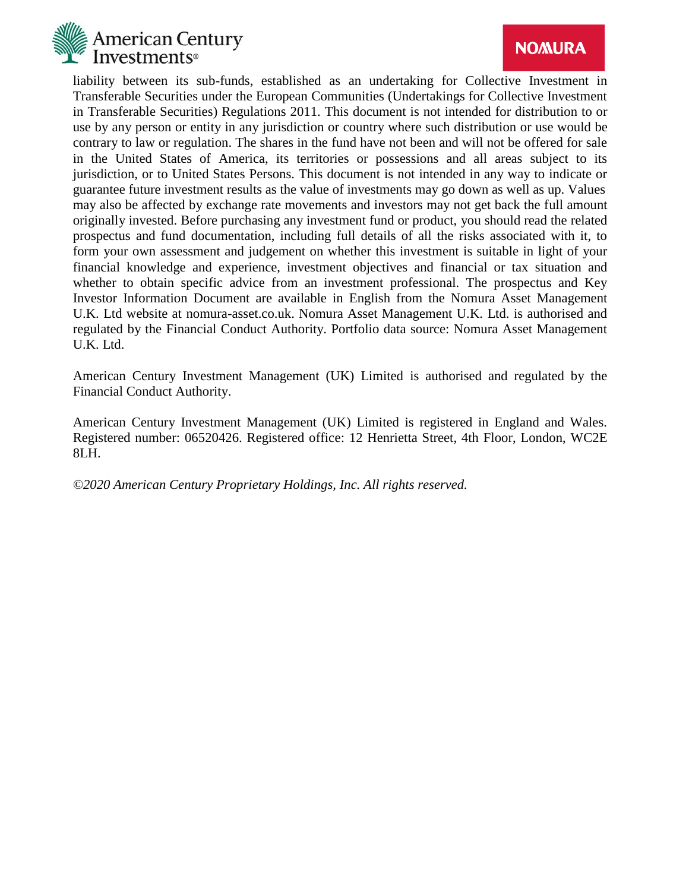liability between its sub-funds, established as an undertaking for Collective Investment in Transferable Securities under the European Communities (Undertakings for Collective Investment in Transferable Securities) Regulations 2011. This document is not intended for distribution to or use by any person or entity in any jurisdiction or country where such distribution or use would be contrary to law or regulation. The shares in the fund have not been and will not be offered for sale in the United States of America, its territories or possessions and all areas subject to its jurisdiction, or to United States Persons. This document is not intended in any way to indicate or guarantee future investment results as the value of investments may go down as well as up. Values may also be affected by exchange rate movements and investors may not get back the full amount originally invested. Before purchasing any investment fund or product, you should read the related prospectus and fund documentation, including full details of all the risks associated with it, to form your own assessment and judgement on whether this investment is suitable in light of your financial knowledge and experience, investment objectives and financial or tax situation and whether to obtain specific advice from an investment professional. The prospectus and Key Investor Information Document are available in English from the Nomura Asset Management U.K. Ltd website at nomura-asset.co.uk. Nomura Asset Management U.K. Ltd. is authorised and regulated by the Financial Conduct Authority. Portfolio data source: Nomura Asset Management U.K. Ltd.

American Century Investment Management (UK) Limited is authorised and regulated by the Financial Conduct Authority.

American Century Investment Management (UK) Limited is registered in England and Wales. Registered number: 06520426. Registered office: 12 Henrietta Street, 4th Floor, London, WC2E 8LH.

*©2020 American Century Proprietary Holdings, Inc. All rights reserved.*